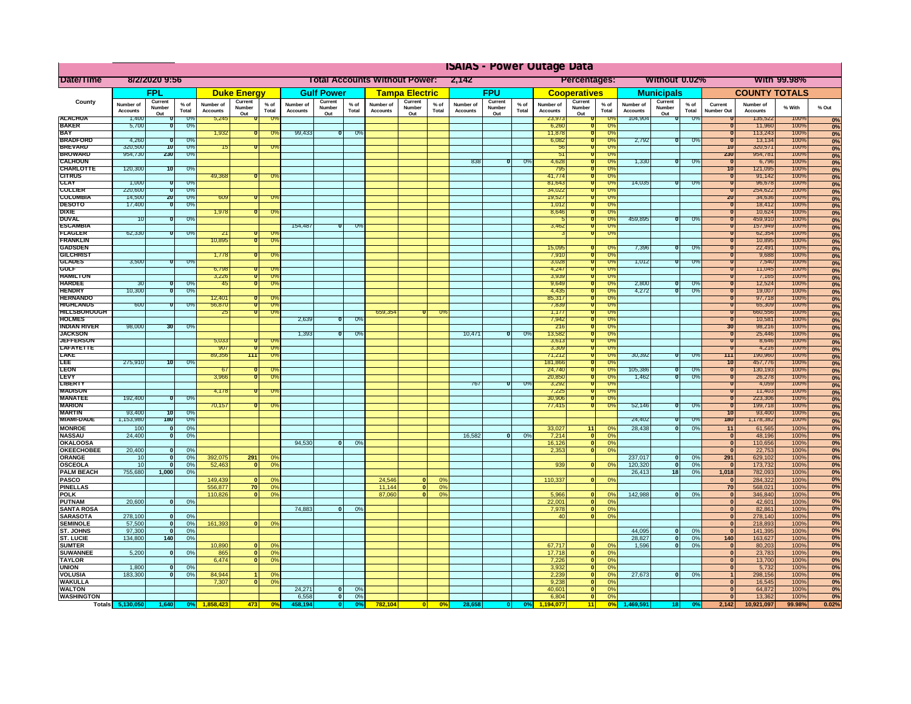# ISAIAS - Power Outage Data

| Date/Time | 8/2/2020 9:56 | | | | | | | | | Total Accounts Without Power: | | 2,142 | | | | | Percentages: | | | Without 0.02% | | | | With 99.98% | | |
|---|---|---|---|---|---|---|---|---|---|---|---|---|---|---|---|---|---|---|---|---|---|---|---|---|---|---|
| County | FPL | | | Duke Energy | | | Gulf Power | | | Tampa Electric | | | FPU | | | Cooperatives | | | Municipals | | | COUNTY TOTALS | | | |
| | Number of Accounts | Current Number Out | % of Total | Number of Accounts | Current Number Out | % of Total | Number of Accounts | Current Number Out | % of Total | Number of Accounts | Current Number Out | % of Total | Number of Accounts | Current Number Out | % of Total | Number of Accounts | Current Number Out | % of Total | Number of Accounts | Current Number Out | % of Total | Current Number Out | Number of Accounts | % With | % Out |
| ALACHUA | 1,400 | 0 | 0% | 5,245 | 0 | 0% | | | | | | | | | | 23,973 | 0 | 0% | 104,904 | 0 | 0% | 0 | 135,522 | 100% | 0% |
| BAKER | 5,700 | 0 | 0% | | | | | | | | | | | | | 6,260 | 0 | 0% | | | | 0 | 11,960 | 100% | 0% |
| BAY | | | | 1,932 | 0 | 0% | 99,433 | 0 | 0% | | | | | | | 11,878 | 0 | 0% | | | | 0 | 113,243 | 100% | 0% |
| BRADFORD | 4,260 | 0 | 0% | | | | | | | | | | | | | 6,082 | 0 | 0% | 2,792 | 0 | 0% | 0 | 13,134 | 100% | 0% |
| BREVARD | 320,500 | 10 | 0% | 15 | 0 | 0% | | | | | | | | | | 56 | 0 | 0% | | | | 10 | 320,571 | 100% | 0% |
| BROWARD | 954,730 | 230 | 0% | | | | | | | | | | | | | 51 | 0 | 0% | | | | 230 | 954,781 | 100% | 0% |
| CALHOUN | | | | | | | | | | | | | 838 | 0 | 0% | 4,628 | 0 | 0% | 1,330 | 0 | 0% | 0 | 6,796 | 100% | 0% |
| CHARLOTTE | 120,300 | 10 | 0% | | | | | | | | | | | | | 795 | 0 | 0% | | | | 10 | 121,095 | 100% | 0% |
| CITRUS | | | | 49,368 | 0 | 0% | | | | | | | | | | 41,774 | 0 | 0% | | | | 0 | 91,142 | 100% | 0% |
| CLAY | 1,000 | 0 | 0% | | | | | | | | | | | | | 81,643 | 0 | 0% | 14,035 | 0 | 0% | 0 | 96,678 | 100% | 0% |
| COLLIER | 220,600 | 0 | 0% | | | | | | | | | | | | | 34,022 | 0 | 0% | | | | 0 | 254,622 | 100% | 0% |
| COLUMBIA | 14,500 | 20 | 0% | 609 | 0 | 0% | | | | | | | | | | 19,527 | 0 | 0% | | | | 20 | 34,636 | 100% | 0% |
| DESOTO | 17,400 | 0 | 0% | | | | | | | | | | | | | 1,012 | 0 | 0% | | | | 0 | 18,412 | 100% | 0% |
| DIXIE | | | | 1,978 | 0 | 0% | | | | | | | | | | 8,646 | 0 | 0% | | | | 0 | 10,624 | 100% | 0% |
| DUVAL | 10 | 0 | 0% | | | | | | | | | | | | | 5 | 0 | 0% | 459,895 | 0 | 0% | 0 | 459,910 | 100% | 0% |
| ESCAMBIA | | | | | | | 154,487 | 0 | 0% | | | | | | | 3,462 | 0 | 0% | | | | 0 | 157,949 | 100% | 0% |
| FLAGLER | 62,330 | 0 | 0% | 21 | 0 | 0% | | | | | | | | | | 3 | 0 | 0% | | | | 0 | 62,354 | 100% | 0% |
| FRANKLIN | | | | 10,895 | 0 | 0% | | | | | | | | | | | | | | | | 0 | 10,895 | 100% | 0% |
| GADSDEN | | | | | | | | | | | | | | | | 15,095 | 0 | 0% | 7,396 | 0 | 0% | 0 | 22,491 | 100% | 0% |
| GILCHRIST | | | | 1,778 | 0 | 0% | | | | | | | | | | 7,910 | 0 | 0% | | | | 0 | 9,688 | 100% | 0% |
| GLADES | 3,500 | 0 | 0% | | | | | | | | | | | | | 3,028 | 0 | 0% | 1,012 | 0 | 0% | 0 | 7,540 | 100% | 0% |
| GULF | | | | 6,798 | 0 | 0% | | | | | | | | | | 4,247 | 0 | 0% | | | | 0 | 11,045 | 100% | 0% |
| HAMILTON | | | | 3,226 | 0 | 0% | | | | | | | | | | 3,939 | 0 | 0% | | | | 0 | 7,165 | 100% | 0% |
| HARDEE | 30 | 0 | 0% | 45 | 0 | 0% | | | | | | | | | | 9,649 | 0 | 0% | 2,800 | 0 | 0% | 0 | 12,524 | 100% | 0% |
| HENDRY | 10,300 | 0 | 0% | | | | | | | | | | | | | 4,435 | 0 | 0% | 4,272 | 0 | 0% | 0 | 19,007 | 100% | 0% |
| HERNANDO | | | | 12,401 | 0 | 0% | | | | | | | | | | 85,317 | 0 | 0% | | | | 0 | 97,718 | 100% | 0% |
| HIGHLANDS | 600 | 0 | 0% | 56,870 | 0 | 0% | | | | | | | | | | 7,839 | 0 | 0% | | | | 0 | 65,309 | 100% | 0% |
| HILLSBOROUGH | | | | 25 | 0 | 0% | | | | 659,354 | 0 | 0% | | | | 1,177 | 0 | 0% | | | | 0 | 660,556 | 100% | 0% |
| HOLMES | | | | | | | 2,639 | 0 | 0% | | | | | | | 7,942 | 0 | 0% | | | | 0 | 10,581 | 100% | 0% |
| INDIAN RIVER | 98,000 | 30 | 0% | | | | | | | | | | | | | 216 | 0 | 0% | | | | 30 | 98,216 | 100% | 0% |
| JACKSON | | | | | | | 1,393 | 0 | 0% | | | | 10,471 | 0 | 0% | 13,582 | 0 | 0% | | | | 0 | 25,446 | 100% | 0% |
| JEFFERSON | | | | 5,033 | 0 | 0% | | | | | | | | | | 3,613 | 0 | 0% | | | | 0 | 8,646 | 100% | 0% |
| LAFAYETTE | | | | 907 | 0 | 0% | | | | | | | | | | 3,309 | 0 | 0% | | | | 0 | 4,216 | 100% | 0% |
| LAKE | | | | 89,356 | 111 | 0% | | | | | | | | | | 71,212 | 0 | 0% | 30,392 | 0 | 0% | 111 | 190,960 | 100% | 0% |
| LEE | 275,910 | 10 | 0% | | | | | | | | | | | | | 181,866 | 0 | 0% | | | | 10 | 457,776 | 100% | 0% |
| LEON | | | | 67 | 0 | 0% | | | | | | | | | | 24,740 | 0 | 0% | 105,386 | 0 | 0% | 0 | 130,193 | 100% | 0% |
| LEVY | | | | 3,966 | 0 | 0% | | | | | | | | | | 20,850 | 0 | 0% | 1,462 | 0 | 0% | 0 | 26,278 | 100% | 0% |
| LIBERTY | | | | | | | | | | | | | 767 | 0 | 0% | 3,292 | 0 | 0% | | | | 0 | 4,059 | 100% | 0% |
| MADISON | | | | 4,178 | 0 | 0% | | | | | | | | | | 7,225 | 0 | 0% | | | | 0 | 11,403 | 100% | 0% |
| MANATEE | 192,400 | 0 | 0% | | | | | | | | | | | | | 30,906 | 0 | 0% | | | | 0 | 223,306 | 100% | 0% |
| MARION | | | | 70,157 | 0 | 0% | | | | | | | | | | 77,415 | 0 | 0% | 52,146 | 0 | 0% | 0 | 199,718 | 100% | 0% |
| MARTIN | 93,400 | 10 | 0% | | | | | | | | | | | | | | | | | | | 10 | 93,400 | 100% | 0% |
| MIAMI-DADE | 1,153,980 | 180 | 0% | | | | | | | | | | | | | | | | 24,402 | 0 | 0% | 180 | 1,178,382 | 100% | 0% |
| MONROE | 100 | 0 | 0% | | | | | | | | | | | | | 33,027 | 11 | 0% | 28,438 | 0 | 0% | 11 | 61,565 | 100% | 0% |
| NASSAU | 24,400 | 0 | 0% | | | | | | | | | | 16,582 | 0 | 0% | 7,214 | 0 | 0% | | | | 0 | 48,196 | 100% | 0% |
| OKALOOSA | | | | | | | 94,530 | 0 | 0% | | | | | | | 16,126 | 0 | 0% | | | | 0 | 110,656 | 100% | 0% |
| OKEECHOBEE | 20,400 | 0 | 0% | | | | | | | | | | | | | 2,353 | 0 | 0% | | | | 0 | 22,753 | 100% | 0% |
| ORANGE | 10 | 0 | 0% | 392,075 | 291 | 0% | | | | | | | | | | | | | 237,017 | 0 | 0% | 291 | 629,102 | 100% | 0% |
| OSCEOLA | 10 | 0 | 0% | 52,463 | 0 | 0% | | | | | | | | | | 939 | 0 | 0% | 120,320 | 0 | 0% | 0 | 173,732 | 100% | 0% |
| PALM BEACH | 755,680 | 1,000 | 0% | | | | | | | | | | | | | | | | 26,413 | 18 | 0% | 1,018 | 782,093 | 100% | 0% |
| PASCO | | | | 149,439 | 0 | 0% | | | | 24,546 | 0 | 0% | | | | 110,337 | 0 | 0% | | | | 0 | 284,322 | 100% | 0% |
| PINELLAS | | | | 556,877 | 70 | 0% | | | | 11,144 | 0 | 0% | | | | | | | | | | 70 | 568,021 | 100% | 0% |
| POLK | | | | 110,826 | 0 | 0% | | | | 87,060 | 0 | 0% | | | | 5,966 | 0 | 0% | 142,988 | 0 | 0% | 0 | 346,840 | 100% | 0% |
| PUTNAM | 20,600 | 0 | 0% | | | | | | | | | | | | | 22,001 | 0 | 0% | | | | 0 | 42,601 | 100% | 0% |
| SANTA ROSA | | | | | | | 74,883 | 0 | 0% | | | | | | | 7,978 | 0 | 0% | | | | 0 | 82,861 | 100% | 0% |
| SARASOTA | 278,100 | 0 | 0% | | | | | | | | | | | | | 40 | 0 | 0% | | | | 0 | 278,140 | 100% | 0% |
| SEMINOLE | 57,500 | 0 | 0% | 161,393 | 0 | 0% | | | | | | | | | | | | | | | | 0 | 218,893 | 100% | 0% |
| ST. JOHNS | 97,300 | 0 | 0% | | | | | | | | | | | | | | | | 44,095 | 0 | 0% | 0 | 141,395 | 100% | 0% |
| ST. LUCIE | 134,800 | 140 | 0% | | | | | | | | | | | | | | | | 28,827 | 0 | 0% | 140 | 163,627 | 100% | 0% |
| SUMTER | | | | 10,890 | 0 | 0% | | | | | | | | | | 67,717 | 0 | 0% | 1,596 | 0 | 0% | 0 | 80,203 | 100% | 0% |
| SUWANNEE | 5,200 | 0 | 0% | 865 | 0 | 0% | | | | | | | | | | 17,718 | 0 | 0% | | | | 0 | 23,783 | 100% | 0% |
| TAYLOR | | | | 6,474 | 0 | 0% | | | | | | | | | | 7,226 | 0 | 0% | | | | 0 | 13,700 | 100% | 0% |
| UNION | 1,800 | 0 | 0% | | | | | | | | | | | | | 3,932 | 0 | 0% | | | | 0 | 5,732 | 100% | 0% |
| VOLUSIA | 183,300 | 0 | 0% | 84,944 | 1 | 0% | | | | | | | | | | 2,239 | 0 | 0% | 27,673 | 0 | 0% | 1 | 298,156 | 100% | 0% |
| WAKULLA | | | | 7,307 | 0 | 0% | | | | | | | | | | 9,238 | 0 | 0% | | | | 0 | 16,545 | 100% | 0% |
| WALTON | | | | | | | 24,271 | 0 | 0% | | | | | | | 40,601 | 0 | 0% | | | | 0 | 64,872 | 100% | 0% |
| WASHINGTON | | | | | | | 6,558 | 0 | 0% | | | | | | | 6,804 | 0 | 0% | | | | 0 | 13,362 | 100% | 0% |
| Totals | 5,130,050 | 1,640 | 0% | 1,858,423 | 473 | 0% | 458,194 | 0 | 0% | 782,104 | 0 | 0% | 28,658 | 0 | 0% | 1,194,077 | 11 | 0% | 1,469,591 | 18 | 0% | 2,142 | 10,921,097 | 99.98% | 0.02% |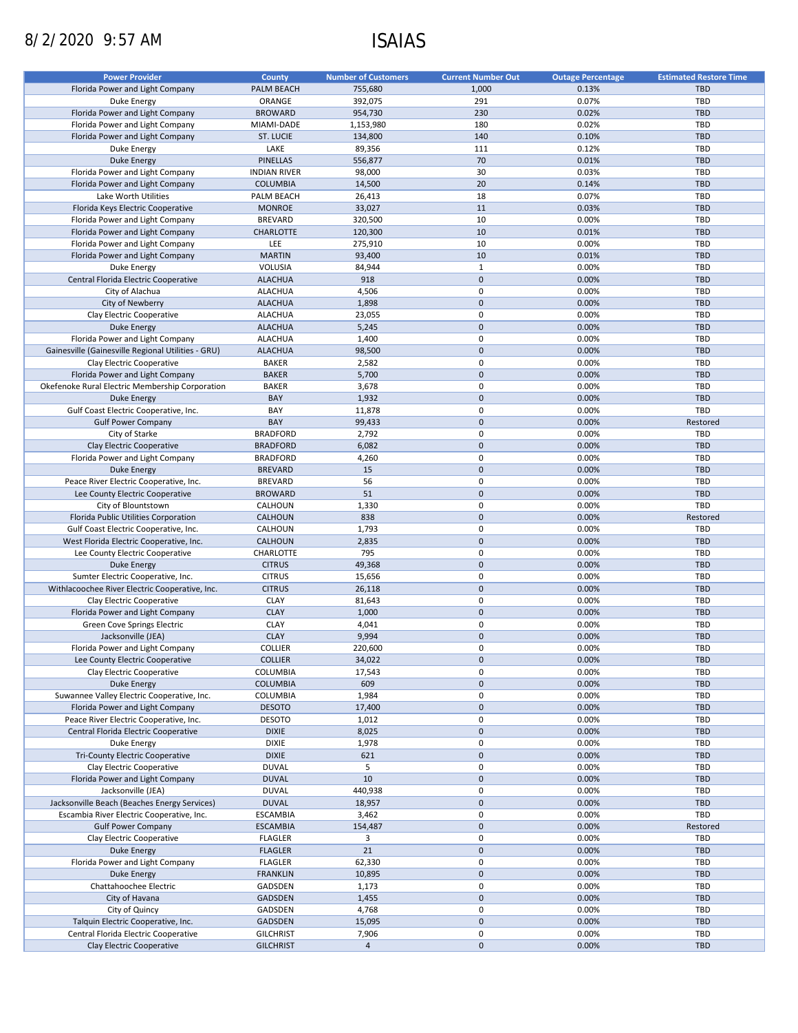8/2/2020 9:57 AM

# ISAIAS

| Power Provider | County | Number of Customers | Current Number Out | Outage Percentage | Estimated Restore Time |
|---|---|---|---|---|---|
| Florida Power and Light Company | PALM BEACH | 755,680 | 1,000 | 0.13% | TBD |
| Duke Energy | ORANGE | 392,075 | 291 | 0.07% | TBD |
| Florida Power and Light Company | BROWARD | 954,730 | 230 | 0.02% | TBD |
| Florida Power and Light Company | MIAMI-DADE | 1,153,980 | 180 | 0.02% | TBD |
| Florida Power and Light Company | ST. LUCIE | 134,800 | 140 | 0.10% | TBD |
| Duke Energy | LAKE | 89,356 | 111 | 0.12% | TBD |
| Duke Energy | PINELLAS | 556,877 | 70 | 0.01% | TBD |
| Florida Power and Light Company | INDIAN RIVER | 98,000 | 30 | 0.03% | TBD |
| Florida Power and Light Company | COLUMBIA | 14,500 | 20 | 0.14% | TBD |
| Lake Worth Utilities | PALM BEACH | 26,413 | 18 | 0.07% | TBD |
| Florida Keys Electric Cooperative | MONROE | 33,027 | 11 | 0.03% | TBD |
| Florida Power and Light Company | BREVARD | 320,500 | 10 | 0.00% | TBD |
| Florida Power and Light Company | CHARLOTTE | 120,300 | 10 | 0.01% | TBD |
| Florida Power and Light Company | LEE | 275,910 | 10 | 0.00% | TBD |
| Florida Power and Light Company | MARTIN | 93,400 | 10 | 0.01% | TBD |
| Duke Energy | VOLUSIA | 84,944 | 1 | 0.00% | TBD |
| Central Florida Electric Cooperative | ALACHUA | 918 | 0 | 0.00% | TBD |
| City of Alachua | ALACHUA | 4,506 | 0 | 0.00% | TBD |
| City of Newberry | ALACHUA | 1,898 | 0 | 0.00% | TBD |
| Clay Electric Cooperative | ALACHUA | 23,055 | 0 | 0.00% | TBD |
| Duke Energy | ALACHUA | 5,245 | 0 | 0.00% | TBD |
| Florida Power and Light Company | ALACHUA | 1,400 | 0 | 0.00% | TBD |
| Gainesville (Gainesville Regional Utilities - GRU) | ALACHUA | 98,500 | 0 | 0.00% | TBD |
| Clay Electric Cooperative | BAKER | 2,582 | 0 | 0.00% | TBD |
| Florida Power and Light Company | BAKER | 5,700 | 0 | 0.00% | TBD |
| Okefenoke Rural Electric Membership Corporation | BAKER | 3,678 | 0 | 0.00% | TBD |
| Duke Energy | BAY | 1,932 | 0 | 0.00% | TBD |
| Gulf Coast Electric Cooperative, Inc. | BAY | 11,878 | 0 | 0.00% | TBD |
| Gulf Power Company | BAY | 99,433 | 0 | 0.00% | Restored |
| City of Starke | BRADFORD | 2,792 | 0 | 0.00% | TBD |
| Clay Electric Cooperative | BRADFORD | 6,082 | 0 | 0.00% | TBD |
| Florida Power and Light Company | BRADFORD | 4,260 | 0 | 0.00% | TBD |
| Duke Energy | BREVARD | 15 | 0 | 0.00% | TBD |
| Peace River Electric Cooperative, Inc. | BREVARD | 56 | 0 | 0.00% | TBD |
| Lee County Electric Cooperative | BROWARD | 51 | 0 | 0.00% | TBD |
| City of Blountstown | CALHOUN | 1,330 | 0 | 0.00% | TBD |
| Florida Public Utilities Corporation | CALHOUN | 838 | 0 | 0.00% | Restored |
| Gulf Coast Electric Cooperative, Inc. | CALHOUN | 1,793 | 0 | 0.00% | TBD |
| West Florida Electric Cooperative, Inc. | CALHOUN | 2,835 | 0 | 0.00% | TBD |
| Lee County Electric Cooperative | CHARLOTTE | 795 | 0 | 0.00% | TBD |
| Duke Energy | CITRUS | 49,368 | 0 | 0.00% | TBD |
| Sumter Electric Cooperative, Inc. | CITRUS | 15,656 | 0 | 0.00% | TBD |
| Withlacoochee River Electric Cooperative, Inc. | CITRUS | 26,118 | 0 | 0.00% | TBD |
| Clay Electric Cooperative | CLAY | 81,643 | 0 | 0.00% | TBD |
| Florida Power and Light Company | CLAY | 1,000 | 0 | 0.00% | TBD |
| Green Cove Springs Electric | CLAY | 4,041 | 0 | 0.00% | TBD |
| Jacksonville (JEA) | CLAY | 9,994 | 0 | 0.00% | TBD |
| Florida Power and Light Company | COLLIER | 220,600 | 0 | 0.00% | TBD |
| Lee County Electric Cooperative | COLLIER | 34,022 | 0 | 0.00% | TBD |
| Clay Electric Cooperative | COLUMBIA | 17,543 | 0 | 0.00% | TBD |
| Duke Energy | COLUMBIA | 609 | 0 | 0.00% | TBD |
| Suwannee Valley Electric Cooperative, Inc. | COLUMBIA | 1,984 | 0 | 0.00% | TBD |
| Florida Power and Light Company | DESOTO | 17,400 | 0 | 0.00% | TBD |
| Peace River Electric Cooperative, Inc. | DESOTO | 1,012 | 0 | 0.00% | TBD |
| Central Florida Electric Cooperative | DIXIE | 8,025 | 0 | 0.00% | TBD |
| Duke Energy | DIXIE | 1,978 | 0 | 0.00% | TBD |
| Tri-County Electric Cooperative | DIXIE | 621 | 0 | 0.00% | TBD |
| Clay Electric Cooperative | DUVAL | 5 | 0 | 0.00% | TBD |
| Florida Power and Light Company | DUVAL | 10 | 0 | 0.00% | TBD |
| Jacksonville (JEA) | DUVAL | 440,938 | 0 | 0.00% | TBD |
| Jacksonville Beach (Beaches Energy Services) | DUVAL | 18,957 | 0 | 0.00% | TBD |
| Escambia River Electric Cooperative, Inc. | ESCAMBIA | 3,462 | 0 | 0.00% | TBD |
| Gulf Power Company | ESCAMBIA | 154,487 | 0 | 0.00% | Restored |
| Clay Electric Cooperative | FLAGLER | 3 | 0 | 0.00% | TBD |
| Duke Energy | FLAGLER | 21 | 0 | 0.00% | TBD |
| Florida Power and Light Company | FLAGLER | 62,330 | 0 | 0.00% | TBD |
| Duke Energy | FRANKLIN | 10,895 | 0 | 0.00% | TBD |
| Chattahoochee Electric | GADSDEN | 1,173 | 0 | 0.00% | TBD |
| City of Havana | GADSDEN | 1,455 | 0 | 0.00% | TBD |
| City of Quincy | GADSDEN | 4,768 | 0 | 0.00% | TBD |
| Talquin Electric Cooperative, Inc. | GADSDEN | 15,095 | 0 | 0.00% | TBD |
| Central Florida Electric Cooperative | GILCHRIST | 7,906 | 0 | 0.00% | TBD |
| Clay Electric Cooperative | GILCHRIST | 4 | 0 | 0.00% | TBD |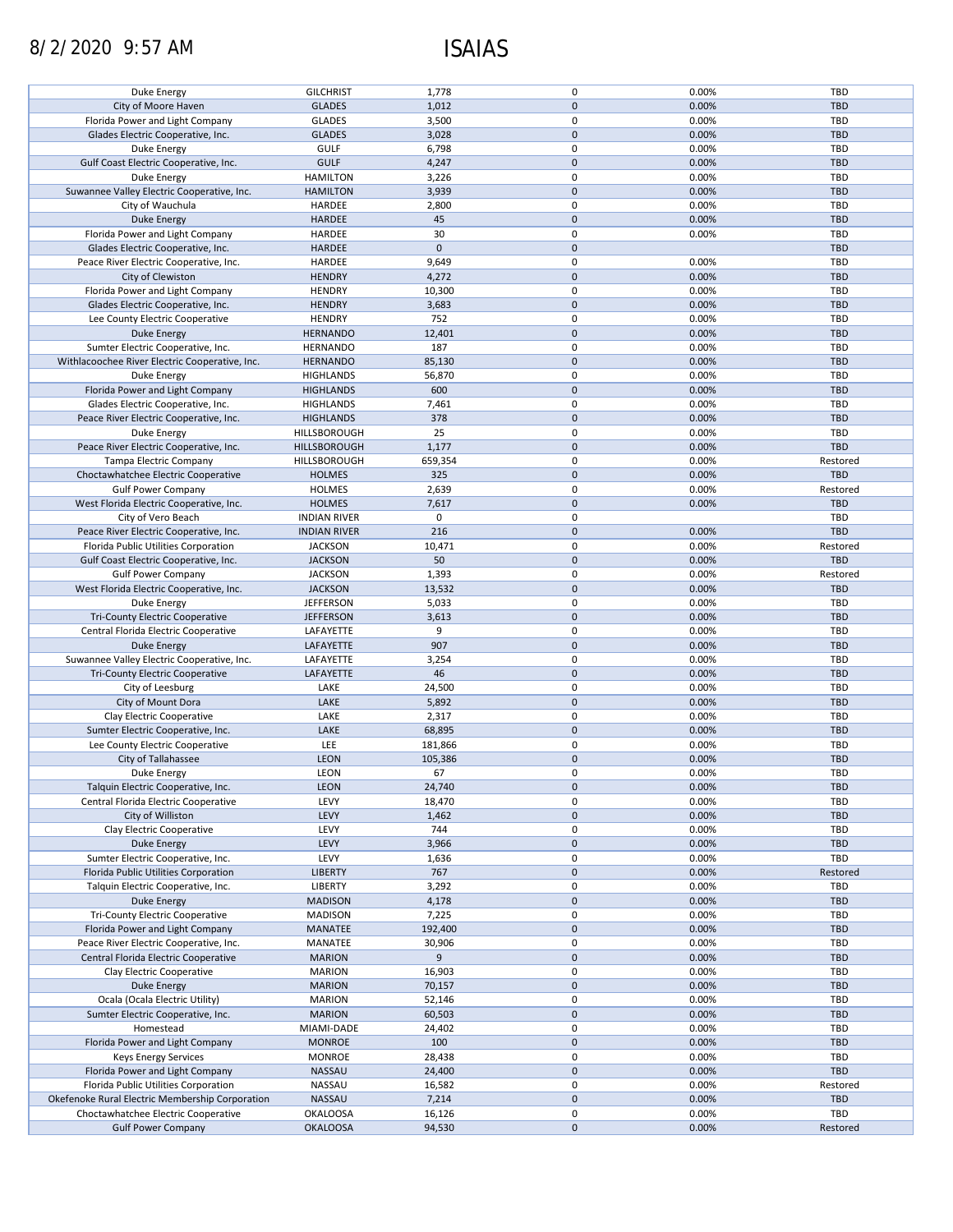8/2/2020 9:57 AM

# ISAIAS

| | | | | | |
|---|---|---|---|---|---|
| Duke Energy | GILCHRIST | 1,778 | 0 | 0.00% | TBD |
| City of Moore Haven | GLADES | 1,012 | 0 | 0.00% | TBD |
| Florida Power and Light Company | GLADES | 3,500 | 0 | 0.00% | TBD |
| Glades Electric Cooperative, Inc. | GLADES | 3,028 | 0 | 0.00% | TBD |
| Duke Energy | GULF | 6,798 | 0 | 0.00% | TBD |
| Gulf Coast Electric Cooperative, Inc. | GULF | 4,247 | 0 | 0.00% | TBD |
| Duke Energy | HAMILTON | 3,226 | 0 | 0.00% | TBD |
| Suwannee Valley Electric Cooperative, Inc. | HAMILTON | 3,939 | 0 | 0.00% | TBD |
| City of Wauchula | HARDEE | 2,800 | 0 | 0.00% | TBD |
| Duke Energy | HARDEE | 45 | 0 | 0.00% | TBD |
| Florida Power and Light Company | HARDEE | 30 | 0 | 0.00% | TBD |
| Glades Electric Cooperative, Inc. | HARDEE | 0 | 0 | | TBD |
| Peace River Electric Cooperative, Inc. | HARDEE | 9,649 | 0 | 0.00% | TBD |
| City of Clewiston | HENDRY | 4,272 | 0 | 0.00% | TBD |
| Florida Power and Light Company | HENDRY | 10,300 | 0 | 0.00% | TBD |
| Glades Electric Cooperative, Inc. | HENDRY | 3,683 | 0 | 0.00% | TBD |
| Lee County Electric Cooperative | HENDRY | 752 | 0 | 0.00% | TBD |
| Duke Energy | HERNANDO | 12,401 | 0 | 0.00% | TBD |
| Sumter Electric Cooperative, Inc. | HERNANDO | 187 | 0 | 0.00% | TBD |
| Withlacoochee River Electric Cooperative, Inc. | HERNANDO | 85,130 | 0 | 0.00% | TBD |
| Duke Energy | HIGHLANDS | 56,870 | 0 | 0.00% | TBD |
| Florida Power and Light Company | HIGHLANDS | 600 | 0 | 0.00% | TBD |
| Glades Electric Cooperative, Inc. | HIGHLANDS | 7,461 | 0 | 0.00% | TBD |
| Peace River Electric Cooperative, Inc. | HIGHLANDS | 378 | 0 | 0.00% | TBD |
| Duke Energy | HILLSBOROUGH | 25 | 0 | 0.00% | TBD |
| Peace River Electric Cooperative, Inc. | HILLSBOROUGH | 1,177 | 0 | 0.00% | TBD |
| Tampa Electric Company | HILLSBOROUGH | 659,354 | 0 | 0.00% | Restored |
| Choctawhatchee Electric Cooperative | HOLMES | 325 | 0 | 0.00% | TBD |
| Gulf Power Company | HOLMES | 2,639 | 0 | 0.00% | Restored |
| West Florida Electric Cooperative, Inc. | HOLMES | 7,617 | 0 | 0.00% | TBD |
| City of Vero Beach | INDIAN RIVER | 0 | 0 | | TBD |
| Peace River Electric Cooperative, Inc. | INDIAN RIVER | 216 | 0 | 0.00% | TBD |
| Florida Public Utilities Corporation | JACKSON | 10,471 | 0 | 0.00% | Restored |
| Gulf Coast Electric Cooperative, Inc. | JACKSON | 50 | 0 | 0.00% | TBD |
| Gulf Power Company | JACKSON | 1,393 | 0 | 0.00% | Restored |
| West Florida Electric Cooperative, Inc. | JACKSON | 13,532 | 0 | 0.00% | TBD |
| Duke Energy | JEFFERSON | 5,033 | 0 | 0.00% | TBD |
| Tri-County Electric Cooperative | JEFFERSON | 3,613 | 0 | 0.00% | TBD |
| Central Florida Electric Cooperative | LAFAYETTE | 9 | 0 | 0.00% | TBD |
| Duke Energy | LAFAYETTE | 907 | 0 | 0.00% | TBD |
| Suwannee Valley Electric Cooperative, Inc. | LAFAYETTE | 3,254 | 0 | 0.00% | TBD |
| Tri-County Electric Cooperative | LAFAYETTE | 46 | 0 | 0.00% | TBD |
| City of Leesburg | LAKE | 24,500 | 0 | 0.00% | TBD |
| City of Mount Dora | LAKE | 5,892 | 0 | 0.00% | TBD |
| Clay Electric Cooperative | LAKE | 2,317 | 0 | 0.00% | TBD |
| Sumter Electric Cooperative, Inc. | LAKE | 68,895 | 0 | 0.00% | TBD |
| Lee County Electric Cooperative | LEE | 181,866 | 0 | 0.00% | TBD |
| City of Tallahassee | LEON | 105,386 | 0 | 0.00% | TBD |
| Duke Energy | LEON | 67 | 0 | 0.00% | TBD |
| Talquin Electric Cooperative, Inc. | LEON | 24,740 | 0 | 0.00% | TBD |
| Central Florida Electric Cooperative | LEVY | 18,470 | 0 | 0.00% | TBD |
| City of Williston | LEVY | 1,462 | 0 | 0.00% | TBD |
| Clay Electric Cooperative | LEVY | 744 | 0 | 0.00% | TBD |
| Duke Energy | LEVY | 3,966 | 0 | 0.00% | TBD |
| Sumter Electric Cooperative, Inc. | LEVY | 1,636 | 0 | 0.00% | TBD |
| Florida Public Utilities Corporation | LIBERTY | 767 | 0 | 0.00% | Restored |
| Talquin Electric Cooperative, Inc. | LIBERTY | 3,292 | 0 | 0.00% | TBD |
| Duke Energy | MADISON | 4,178 | 0 | 0.00% | TBD |
| Tri-County Electric Cooperative | MADISON | 7,225 | 0 | 0.00% | TBD |
| Florida Power and Light Company | MANATEE | 192,400 | 0 | 0.00% | TBD |
| Peace River Electric Cooperative, Inc. | MANATEE | 30,906 | 0 | 0.00% | TBD |
| Central Florida Electric Cooperative | MARION | 9 | 0 | 0.00% | TBD |
| Clay Electric Cooperative | MARION | 16,903 | 0 | 0.00% | TBD |
| Duke Energy | MARION | 70,157 | 0 | 0.00% | TBD |
| Ocala (Ocala Electric Utility) | MARION | 52,146 | 0 | 0.00% | TBD |
| Sumter Electric Cooperative, Inc. | MARION | 60,503 | 0 | 0.00% | TBD |
| Homestead | MIAMI-DADE | 24,402 | 0 | 0.00% | TBD |
| Florida Power and Light Company | MONROE | 100 | 0 | 0.00% | TBD |
| Keys Energy Services | MONROE | 28,438 | 0 | 0.00% | TBD |
| Florida Power and Light Company | NASSAU | 24,400 | 0 | 0.00% | TBD |
| Florida Public Utilities Corporation | NASSAU | 16,582 | 0 | 0.00% | Restored |
| Okefenoke Rural Electric Membership Corporation | NASSAU | 7,214 | 0 | 0.00% | TBD |
| Choctawhatchee Electric Cooperative | OKALOOSA | 16,126 | 0 | 0.00% | TBD |
| Gulf Power Company | OKALOOSA | 94,530 | 0 | 0.00% | Restored |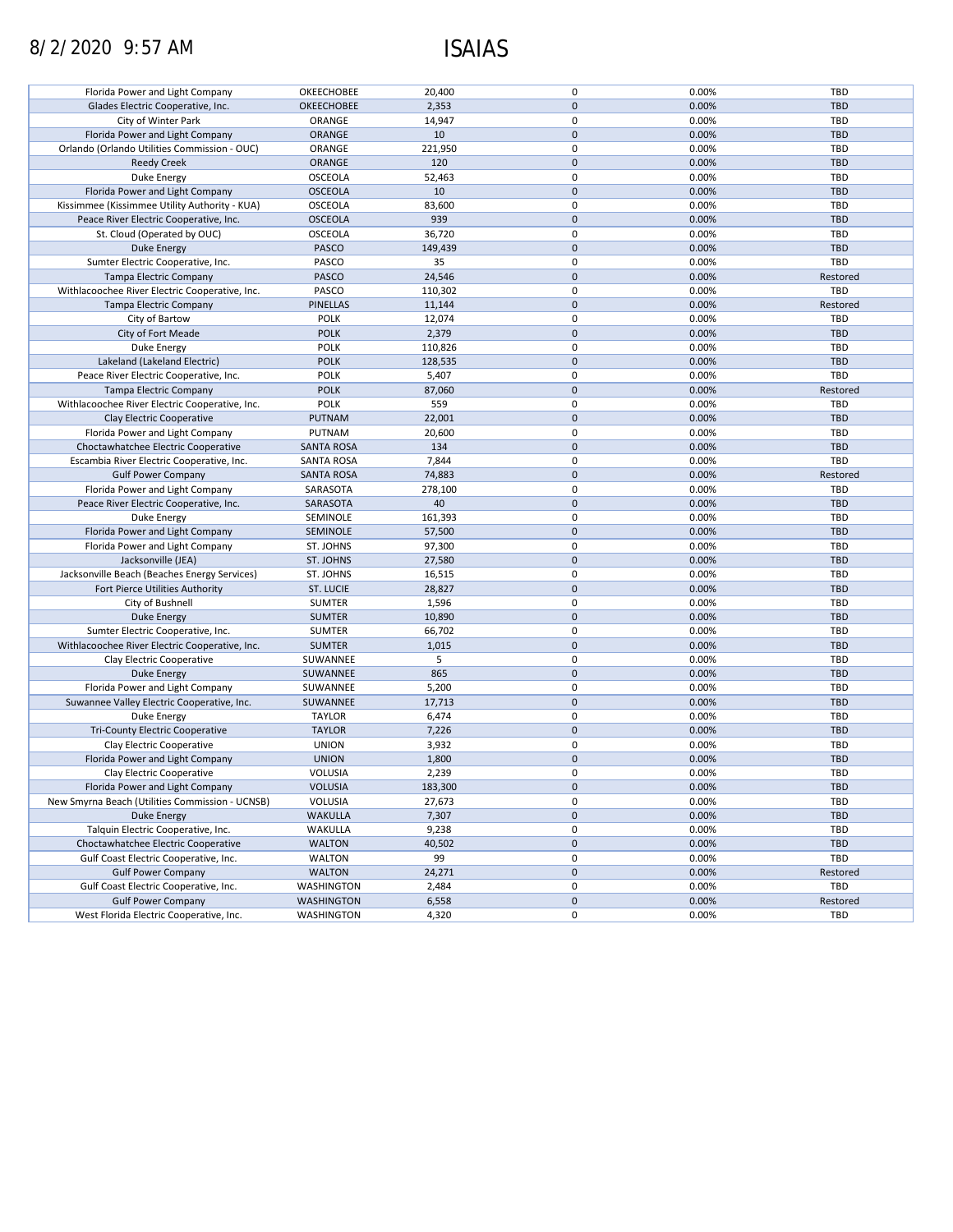8/2/2020 9:57 AM

# ISAIAS

| | | | | | |
|---|---|---|---|---|---|
| Florida Power and Light Company | OKEECHOBEE | 20,400 | 0 | 0.00% | TBD |
| Glades Electric Cooperative, Inc. | OKEECHOBEE | 2,353 | 0 | 0.00% | TBD |
| City of Winter Park | ORANGE | 14,947 | 0 | 0.00% | TBD |
| Florida Power and Light Company | ORANGE | 10 | 0 | 0.00% | TBD |
| Orlando (Orlando Utilities Commission - OUC) | ORANGE | 221,950 | 0 | 0.00% | TBD |
| Reedy Creek | ORANGE | 120 | 0 | 0.00% | TBD |
| Duke Energy | OSCEOLA | 52,463 | 0 | 0.00% | TBD |
| Florida Power and Light Company | OSCEOLA | 10 | 0 | 0.00% | TBD |
| Kissimmee (Kissimmee Utility Authority - KUA) | OSCEOLA | 83,600 | 0 | 0.00% | TBD |
| Peace River Electric Cooperative, Inc. | OSCEOLA | 939 | 0 | 0.00% | TBD |
| St. Cloud (Operated by OUC) | OSCEOLA | 36,720 | 0 | 0.00% | TBD |
| Duke Energy | PASCO | 149,439 | 0 | 0.00% | TBD |
| Sumter Electric Cooperative, Inc. | PASCO | 35 | 0 | 0.00% | TBD |
| Tampa Electric Company | PASCO | 24,546 | 0 | 0.00% | Restored |
| Withlacoochee River Electric Cooperative, Inc. | PASCO | 110,302 | 0 | 0.00% | TBD |
| Tampa Electric Company | PINELLAS | 11,144 | 0 | 0.00% | Restored |
| City of Bartow | POLK | 12,074 | 0 | 0.00% | TBD |
| City of Fort Meade | POLK | 2,379 | 0 | 0.00% | TBD |
| Duke Energy | POLK | 110,826 | 0 | 0.00% | TBD |
| Lakeland (Lakeland Electric) | POLK | 128,535 | 0 | 0.00% | TBD |
| Peace River Electric Cooperative, Inc. | POLK | 5,407 | 0 | 0.00% | TBD |
| Tampa Electric Company | POLK | 87,060 | 0 | 0.00% | Restored |
| Withlacoochee River Electric Cooperative, Inc. | POLK | 559 | 0 | 0.00% | TBD |
| Clay Electric Cooperative | PUTNAM | 22,001 | 0 | 0.00% | TBD |
| Florida Power and Light Company | PUTNAM | 20,600 | 0 | 0.00% | TBD |
| Choctawhatchee Electric Cooperative | SANTA ROSA | 134 | 0 | 0.00% | TBD |
| Escambia River Electric Cooperative, Inc. | SANTA ROSA | 7,844 | 0 | 0.00% | TBD |
| Gulf Power Company | SANTA ROSA | 74,883 | 0 | 0.00% | Restored |
| Florida Power and Light Company | SARASOTA | 278,100 | 0 | 0.00% | TBD |
| Peace River Electric Cooperative, Inc. | SARASOTA | 40 | 0 | 0.00% | TBD |
| Duke Energy | SEMINOLE | 161,393 | 0 | 0.00% | TBD |
| Florida Power and Light Company | SEMINOLE | 57,500 | 0 | 0.00% | TBD |
| Florida Power and Light Company | ST. JOHNS | 97,300 | 0 | 0.00% | TBD |
| Jacksonville (JEA) | ST. JOHNS | 27,580 | 0 | 0.00% | TBD |
| Jacksonville Beach (Beaches Energy Services) | ST. JOHNS | 16,515 | 0 | 0.00% | TBD |
| Fort Pierce Utilities Authority | ST. LUCIE | 28,827 | 0 | 0.00% | TBD |
| City of Bushnell | SUMTER | 1,596 | 0 | 0.00% | TBD |
| Duke Energy | SUMTER | 10,890 | 0 | 0.00% | TBD |
| Sumter Electric Cooperative, Inc. | SUMTER | 66,702 | 0 | 0.00% | TBD |
| Withlacoochee River Electric Cooperative, Inc. | SUMTER | 1,015 | 0 | 0.00% | TBD |
| Clay Electric Cooperative | SUWANNEE | 5 | 0 | 0.00% | TBD |
| Duke Energy | SUWANNEE | 865 | 0 | 0.00% | TBD |
| Florida Power and Light Company | SUWANNEE | 5,200 | 0 | 0.00% | TBD |
| Suwannee Valley Electric Cooperative, Inc. | SUWANNEE | 17,713 | 0 | 0.00% | TBD |
| Duke Energy | TAYLOR | 6,474 | 0 | 0.00% | TBD |
| Tri-County Electric Cooperative | TAYLOR | 7,226 | 0 | 0.00% | TBD |
| Clay Electric Cooperative | UNION | 3,932 | 0 | 0.00% | TBD |
| Florida Power and Light Company | UNION | 1,800 | 0 | 0.00% | TBD |
| Clay Electric Cooperative | VOLUSIA | 2,239 | 0 | 0.00% | TBD |
| Florida Power and Light Company | VOLUSIA | 183,300 | 0 | 0.00% | TBD |
| New Smyrna Beach (Utilities Commission - UCNSB) | VOLUSIA | 27,673 | 0 | 0.00% | TBD |
| Duke Energy | WAKULLA | 7,307 | 0 | 0.00% | TBD |
| Talquin Electric Cooperative, Inc. | WAKULLA | 9,238 | 0 | 0.00% | TBD |
| Choctawhatchee Electric Cooperative | WALTON | 40,502 | 0 | 0.00% | TBD |
| Gulf Coast Electric Cooperative, Inc. | WALTON | 99 | 0 | 0.00% | TBD |
| Gulf Power Company | WALTON | 24,271 | 0 | 0.00% | Restored |
| Gulf Coast Electric Cooperative, Inc. | WASHINGTON | 2,484 | 0 | 0.00% | TBD |
| Gulf Power Company | WASHINGTON | 6,558 | 0 | 0.00% | Restored |
| West Florida Electric Cooperative, Inc. | WASHINGTON | 4,320 | 0 | 0.00% | TBD |